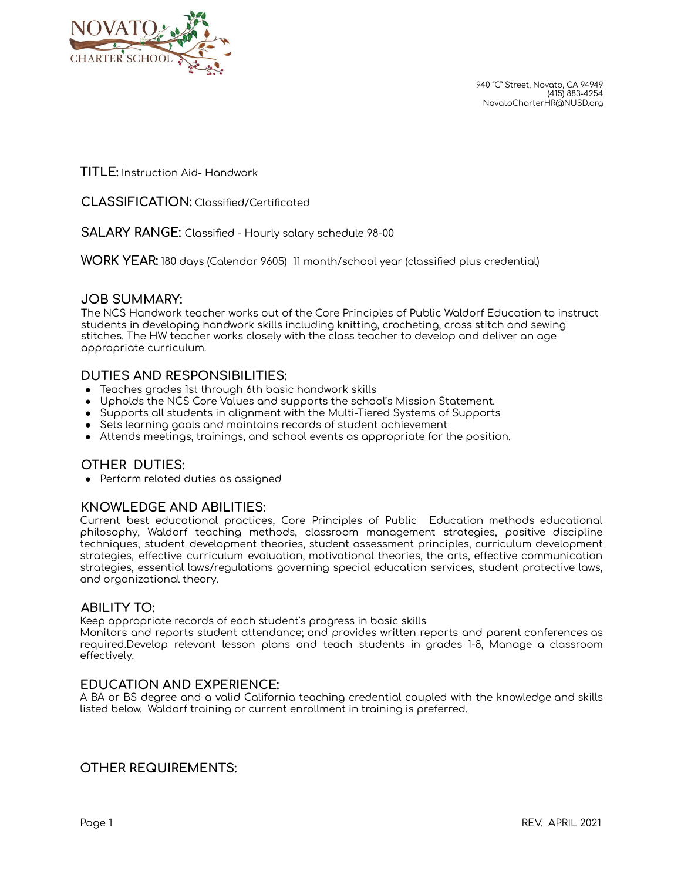NOVATO CHARTER SCHOOL

940 "C" Street, Novato, CA 94949
(415) 883-4254
NovatoCharterHR@NUSD.org

**TITLE:** Instruction Aid- Handwork

**CLASSIFICATION:** Classified/Certificated

**SALARY RANGE:** Classified - Hourly salary schedule 98-00

**WORK YEAR:** 180 days (Calendar 9605) 11 month/school year (classified plus credential)

## JOB SUMMARY:

The NCS Handwork teacher works out of the Core Principles of Public Waldorf Education to instruct students in developing handwork skills including knitting, crocheting, cross stitch and sewing stitches. The HW teacher works closely with the class teacher to develop and deliver an age appropriate curriculum.

## DUTIES AND RESPONSIBILITIES:

- Teaches grades 1st through 6th basic handwork skills
- Upholds the NCS Core Values and supports the school's Mission Statement.
- Supports all students in alignment with the Multi-Tiered Systems of Supports
- Sets learning goals and maintains records of student achievement
- Attends meetings, trainings, and school events as appropriate for the position.

## OTHER DUTIES:

- Perform related duties as assigned

## KNOWLEDGE AND ABILITIES:

Current best educational practices, Core Principles of Public Education methods educational philosophy, Waldorf teaching methods, classroom management strategies, positive discipline techniques, student development theories, student assessment principles, curriculum development strategies, effective curriculum evaluation, motivational theories, the arts, effective communication strategies, essential laws/regulations governing special education services, student protective laws, and organizational theory.

## ABILITY TO:

Keep appropriate records of each student's progress in basic skills
Monitors and reports student attendance; and provides written reports and parent conferences as required.Develop relevant lesson plans and teach students in grades 1-8, Manage a classroom effectively.

## EDUCATION AND EXPERIENCE:

A BA or BS degree and a valid California teaching credential coupled with the knowledge and skills listed below. Waldorf training or current enrollment in training is preferred.

## OTHER REQUIREMENTS: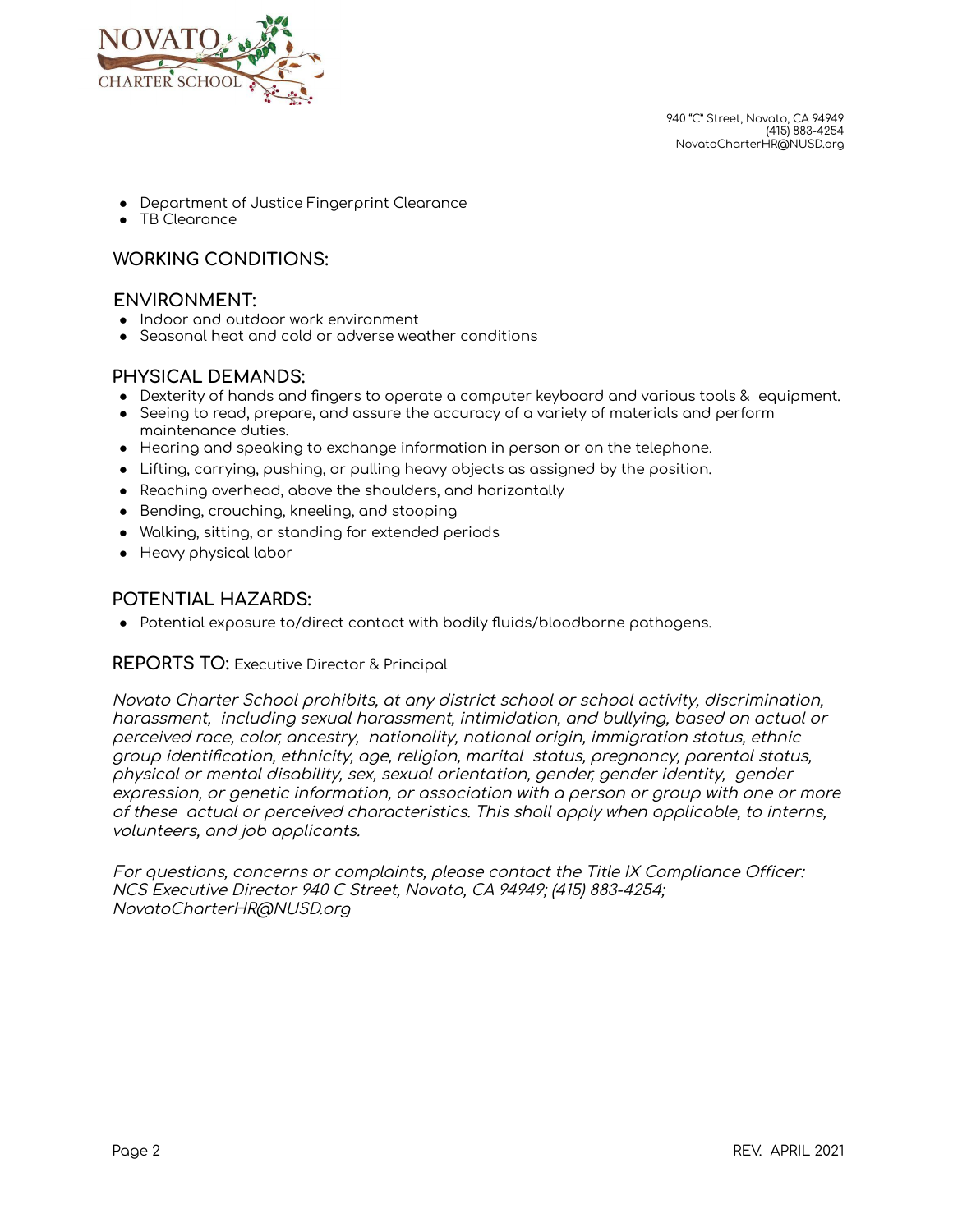- Department of Justice Fingerprint Clearance
- TB Clearance

## WORKING CONDITIONS:

### ENVIRONMENT:

- Indoor and outdoor work environment
- Seasonal heat and cold or adverse weather conditions

### PHYSICAL DEMANDS:

- Dexterity of hands and fingers to operate a computer keyboard and various tools & equipment.
- Seeing to read, prepare, and assure the accuracy of a variety of materials and perform maintenance duties.
- Hearing and speaking to exchange information in person or on the telephone.
- Lifting, carrying, pushing, or pulling heavy objects as assigned by the position.
- Reaching overhead, above the shoulders, and horizontally
- Bending, crouching, kneeling, and stooping
- Walking, sitting, or standing for extended periods
- Heavy physical labor

### POTENTIAL HAZARDS:

- Potential exposure to/direct contact with bodily fluids/bloodborne pathogens.

**REPORTS TO:** Executive Director & Principal

*Novato Charter School prohibits, at any district school or school activity, discrimination, harassment, including sexual harassment, intimidation, and bullying, based on actual or perceived race, color, ancestry, nationality, national origin, immigration status, ethnic group identification, ethnicity, age, religion, marital status, pregnancy, parental status, physical or mental disability, sex, sexual orientation, gender, gender identity, gender expression, or genetic information, or association with a person or group with one or more of these actual or perceived characteristics. This shall apply when applicable, to interns, volunteers, and job applicants.*

*For questions, concerns or complaints, please contact the Title IX Compliance Officer: NCS Executive Director 940 C Street, Novato, CA 94949; (415) 883-4254; NovatoCharterHR@NUSD.org*